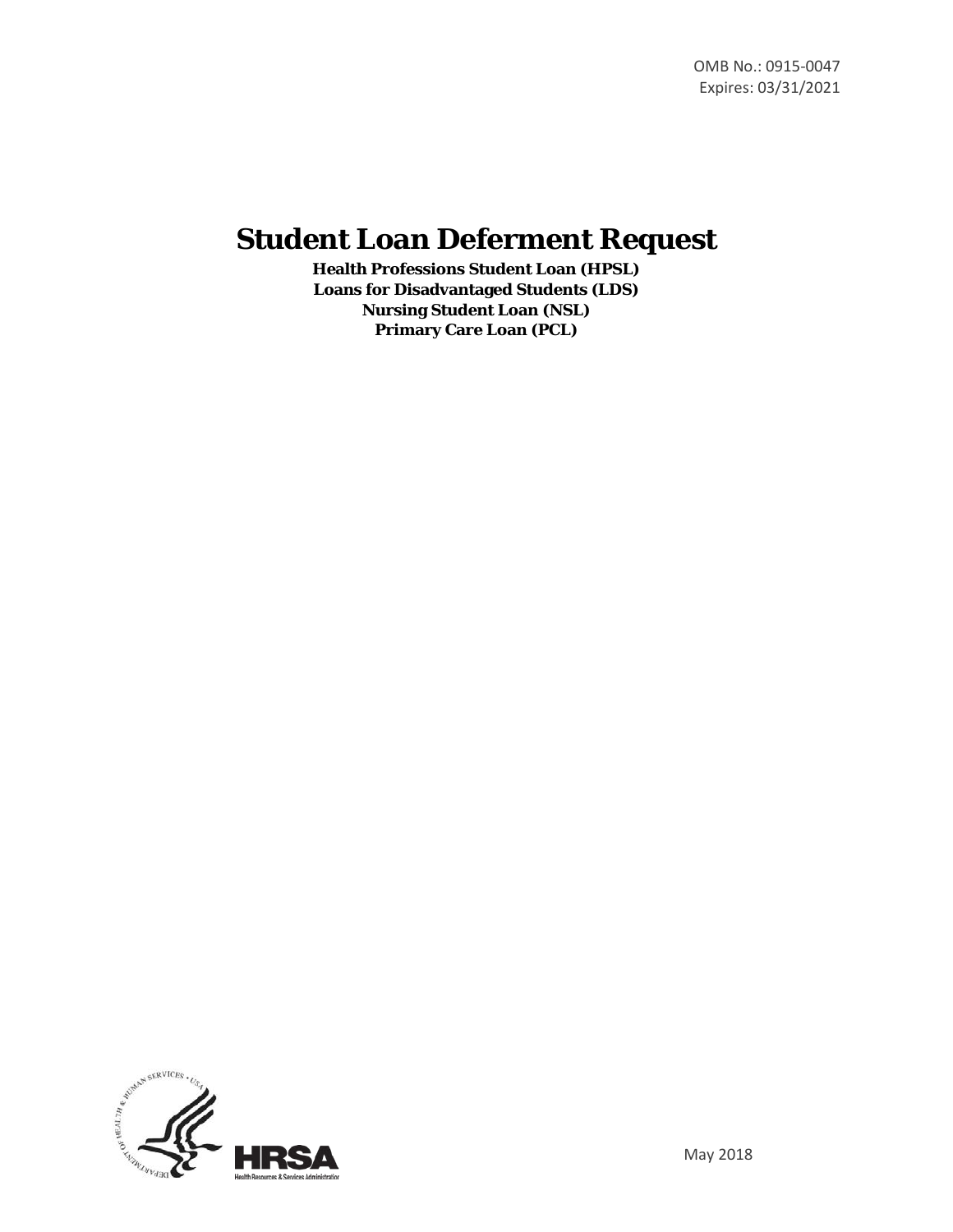OMB No.: 0915-0047
Expires: 03/31/2021

# Student Loan Deferment Request

**Health Professions Student Loan (HPSL)**
**Loans for Disadvantaged Students (LDS)**
**Nursing Student Loan (NSL)**
**Primary Care Loan (PCL)**

HRSA
Health Resources & Services Administration

May 2018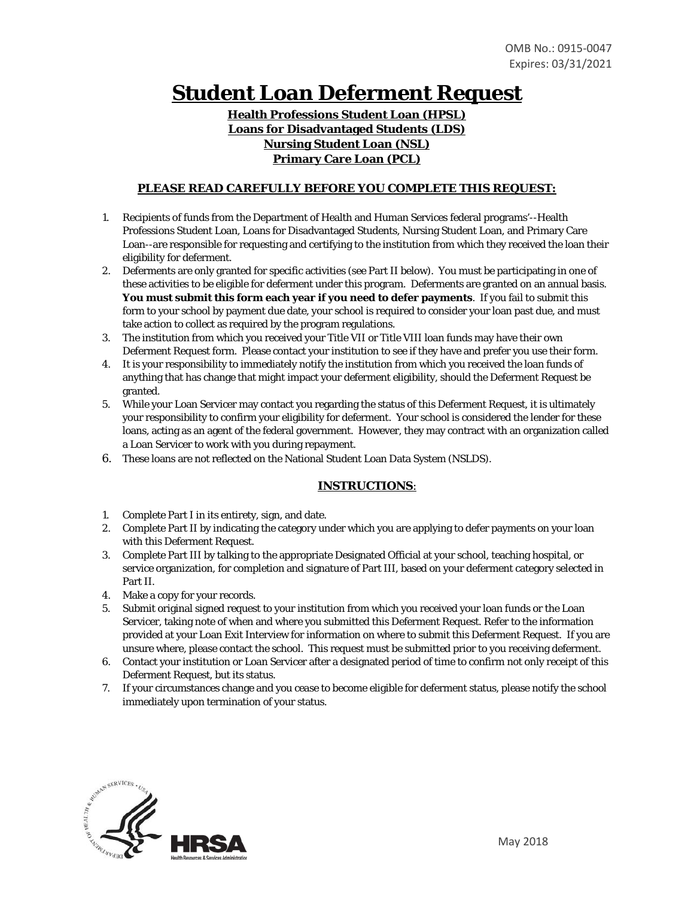OMB No.: 0915-0047
Expires: 03/31/2021

# Student Loan Deferment Request

**Health Professions Student Loan (HPSL)**
**Loans for Disadvantaged Students (LDS)**
**Nursing Student Loan (NSL)**
**Primary Care Loan (PCL)**

## PLEASE READ CAREFULLY BEFORE YOU COMPLETE THIS REQUEST:

1. Recipients of funds from the Department of Health and Human Services federal programs'--Health Professions Student Loan, Loans for Disadvantaged Students, Nursing Student Loan, and Primary Care Loan--are responsible for requesting and certifying to the institution from which they received the loan their eligibility for deferment.
2. Deferments are only granted for specific activities (see Part II below). You must be participating in one of these activities to be eligible for deferment under this program. Deferments are granted on an annual basis. **You must submit this form each year if you need to defer payments**. If you fail to submit this form to your school by payment due date, your school is required to consider your loan past due, and must take action to collect as required by the program regulations.
3. The institution from which you received your Title VII or Title VIII loan funds may have their own Deferment Request form. Please contact your institution to see if they have and prefer you use their form.
4. It is your responsibility to immediately notify the institution from which you received the loan funds of anything that has change that might impact your deferment eligibility, should the Deferment Request be granted.
5. While your Loan Servicer may contact you regarding the status of this Deferment Request, it is ultimately your responsibility to confirm your eligibility for deferment. Your school is considered the lender for these loans, acting as an agent of the federal government. However, they may contract with an organization called a Loan Servicer to work with you during repayment.
6. These loans are not reflected on the National Student Loan Data System (NSLDS).

## INSTRUCTIONS:

1. Complete Part I in its entirety, sign, and date.
2. Complete Part II by indicating the category under which you are applying to defer payments on your loan with this Deferment Request.
3. Complete Part III by talking to the appropriate Designated Official at your school, teaching hospital, or service organization, for completion and signature of Part III, based on your deferment category selected in Part II.
4. Make a copy for your records.
5. Submit original signed request to your institution from which you received your loan funds or the Loan Servicer, taking note of when and where you submitted this Deferment Request. Refer to the information provided at your Loan Exit Interview for information on where to submit this Deferment Request. If you are unsure where, please contact the school. This request must be submitted prior to you receiving deferment.
6. Contact your institution or Loan Servicer after a designated period of time to confirm not only receipt of this Deferment Request, but its status.
7. If your circumstances change and you cease to become eligible for deferment status, please notify the school immediately upon termination of your status.

HRSA
Health Resources & Services Administration

May 2018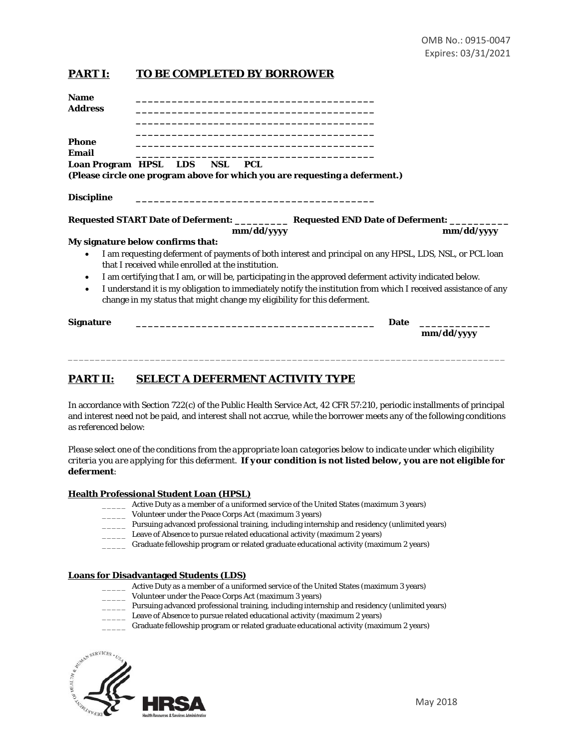OMB No.: 0915-0047
Expires: 03/31/2021

## PART I: TO BE COMPLETED BY BORROWER

**Name** _______________________________________

**Address** _______________________________________

_______________________________________

_______________________________________

**Phone** _______________________________________

**Email** _______________________________________

**Loan Program HPSL LDS NSL PCL**

**(Please circle one program above for which you are requesting a deferment.)**

**Discipline** _______________________________________

**Requested START Date of Deferment:** _________ **mm/dd/yyyy** **Requested END Date of Deferment:** __________ **mm/dd/yyyy**

**My signature below confirms that:**

- I am requesting deferment of payments of both interest and principal on any HPSL, LDS, NSL, or PCL loan that I received while enrolled at the institution.
- I am certifying that I am, or will be, participating in the approved deferment activity indicated below.
- I understand it is my obligation to immediately notify the institution from which I received assistance of any change in my status that might change my eligibility for this deferment.

**Signature** _______________________________________ **Date** ____________ **mm/dd/yyyy**

---

## PART II: SELECT A DEFERMENT ACTIVITY TYPE

In accordance with Section 722(c) of the Public Health Service Act, 42 CFR 57:210, periodic installments of principal and interest need not be paid, and interest shall not accrue, while the borrower meets any of the following conditions as referenced below:

*Please select one of the conditions from the appropriate loan categories below to indicate under which eligibility criteria you are applying for this deferment.* ***If your condition is not listed below, you are not eligible for deferment***:

### Health Professional Student Loan (HPSL)

_____ Active Duty as a member of a uniformed service of the United States (maximum 3 years)
_____ Volunteer under the Peace Corps Act (maximum 3 years)
_____ Pursuing advanced professional training, including internship and residency (unlimited years)
_____ Leave of Absence to pursue related educational activity (maximum 2 years)
_____ Graduate fellowship program or related graduate educational activity (maximum 2 years)

### Loans for Disadvantaged Students (LDS)

_____ Active Duty as a member of a uniformed service of the United States (maximum 3 years)
_____ Volunteer under the Peace Corps Act (maximum 3 years)
_____ Pursuing advanced professional training, including internship and residency (unlimited years)
_____ Leave of Absence to pursue related educational activity (maximum 2 years)
_____ Graduate fellowship program or related graduate educational activity (maximum 2 years)

May 2018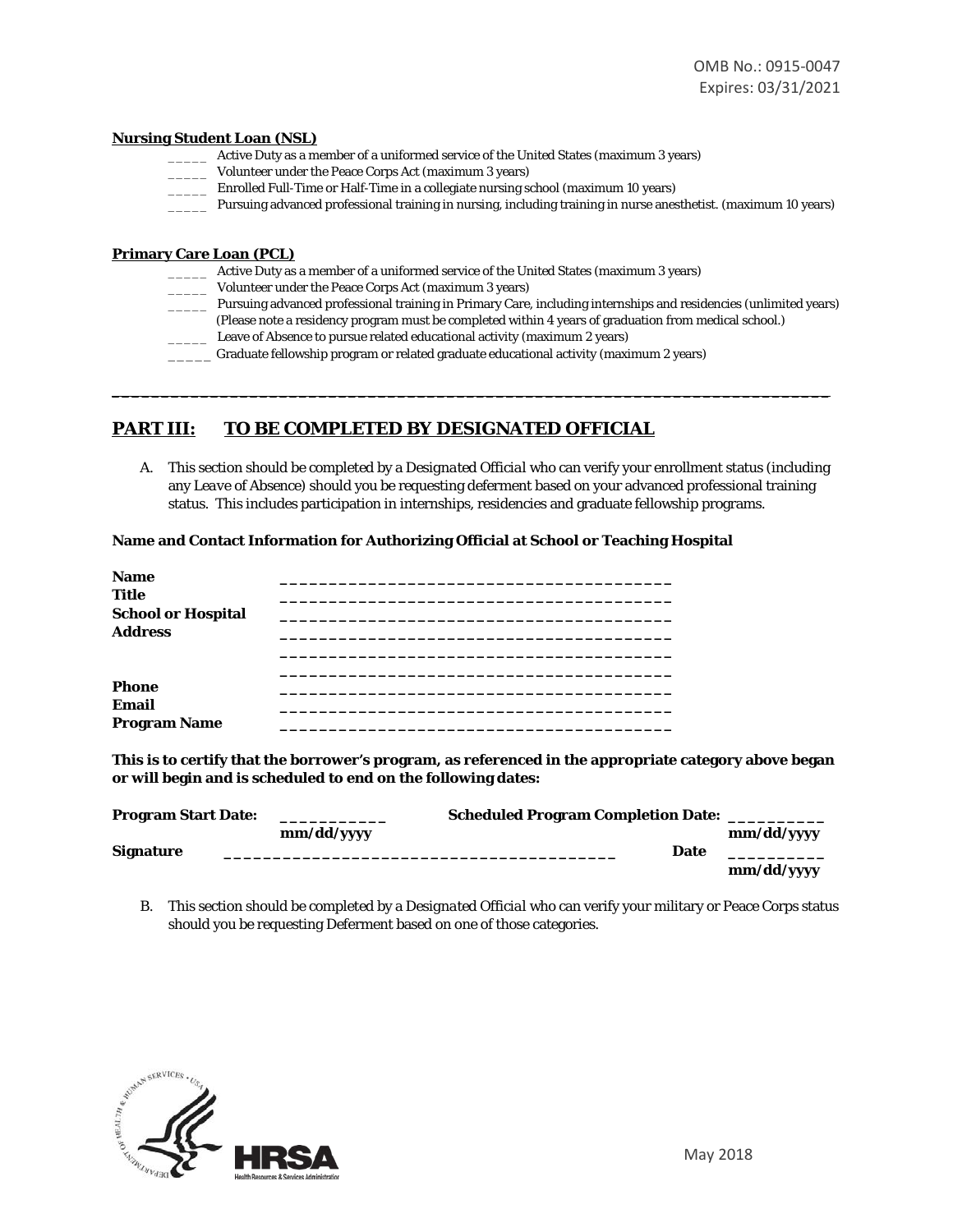OMB No.: 0915-0047
Expires: 03/31/2021

**Nursing Student Loan (NSL)**

_____ Active Duty as a member of a uniformed service of the United States (maximum 3 years)
_____ Volunteer under the Peace Corps Act (maximum 3 years)
_____ Enrolled Full-Time or Half-Time in a collegiate nursing school (maximum 10 years)
_____ Pursuing advanced professional training in nursing, including training in nurse anesthetist. (maximum 10 years)

**Primary Care Loan (PCL)**

_____ Active Duty as a member of a uniformed service of the United States (maximum 3 years)
_____ Volunteer under the Peace Corps Act (maximum 3 years)
_____ Pursuing advanced professional training in Primary Care, including internships and residencies (unlimited years) (Please note a residency program must be completed within 4 years of graduation from medical school.)
_____ Leave of Absence to pursue related educational activity (maximum 2 years)
_____ Graduate fellowship program or related graduate educational activity (maximum 2 years)

---

## PART III: TO BE COMPLETED BY DESIGNATED OFFICIAL

A. This section should be completed by a *Designated Official* who can verify your enrollment status (including any *Leave of Absence*) should you be requesting deferment based on your advanced professional training status. This includes participation in internships, residencies and graduate fellowship programs.

**Name and Contact Information for Authorizing Official at School or Teaching Hospital**

**Name** ________________________________________
**Title** ________________________________________
**School or Hospital** ________________________________________
**Address** ________________________________________
________________________________________
________________________________________
**Phone** ________________________________________
**Email** ________________________________________
**Program Name** ________________________________________

**This is to certify that the borrower's program, as referenced in the appropriate category above began or will begin and is scheduled to end on the following dates:**

**Program Start Date:** ___________ **mm/dd/yyyy** **Scheduled Program Completion Date:** __________ **mm/dd/yyyy**

**Signature** ________________________________________ **Date** __________ **mm/dd/yyyy**

B. This section should be completed by a *Designated Official* who can verify your military or Peace Corps status should you be requesting Deferment based on one of those categories.

HRSA
Health Resources & Services Administration

May 2018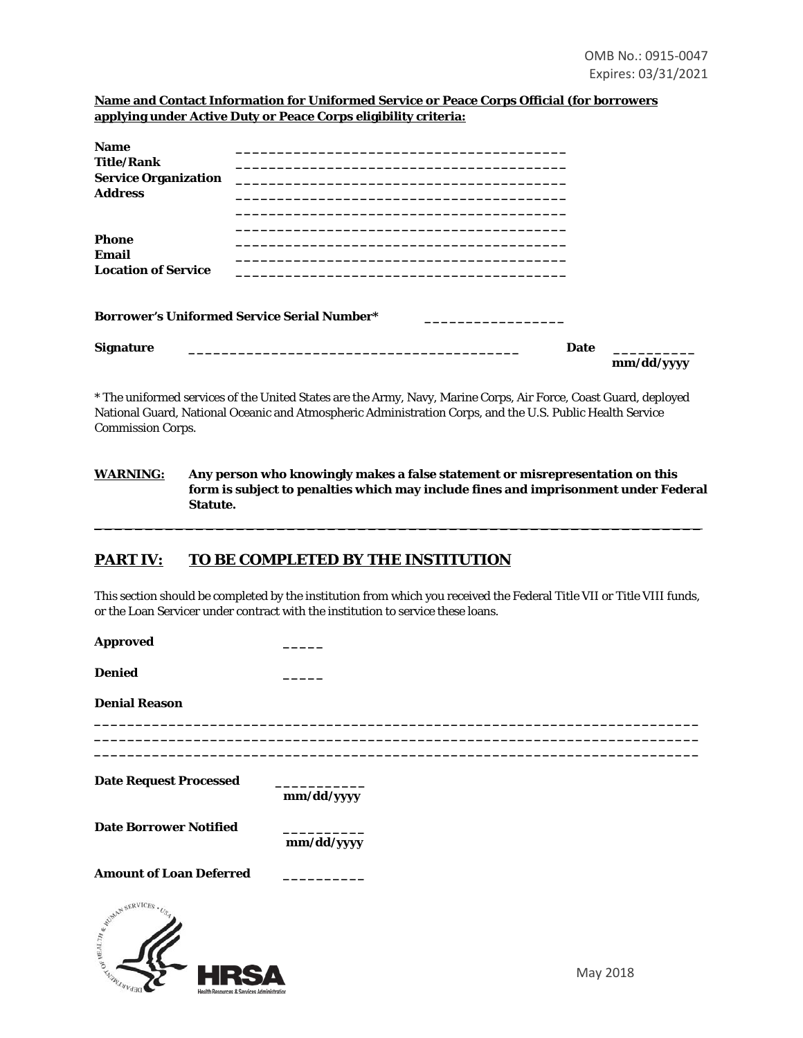**Name and Contact Information for Uniformed Service or Peace Corps Official (for borrowers applying under Active Duty or Peace Corps eligibility criteria:**

**Name** ________________________________________

**Title/Rank** ________________________________________

**Service Organization** ________________________________________

**Address** ________________________________________

________________________________________

________________________________________

**Phone** ________________________________________

**Email** ________________________________________

**Location of Service** ________________________________________

**Borrower's Uniformed Service Serial Number*** _________________

**Signature** ________________________________________ **Date** __________
**mm/dd/yyyy**

* The uniformed services of the United States are the Army, Navy, Marine Corps, Air Force, Coast Guard, deployed National Guard, National Oceanic and Atmospheric Administration Corps, and the U.S. Public Health Service Commission Corps.

**WARNING:** **Any person who knowingly makes a false statement or misrepresentation on this form is subject to penalties which may include fines and imprisonment under Federal Statute.**

---

## PART IV: TO BE COMPLETED BY THE INSTITUTION

This section should be completed by the institution from which you received the Federal Title VII or Title VIII funds, or the Loan Servicer under contract with the institution to service these loans.

**Approved** _____

**Denied** _____

**Denial Reason**

___________________________________________________________________________

___________________________________________________________________________

___________________________________________________________________________

**Date Request Processed** ___________
**mm/dd/yyyy**

**Date Borrower Notified** __________
**mm/dd/yyyy**

**Amount of Loan Deferred** __________

May 2018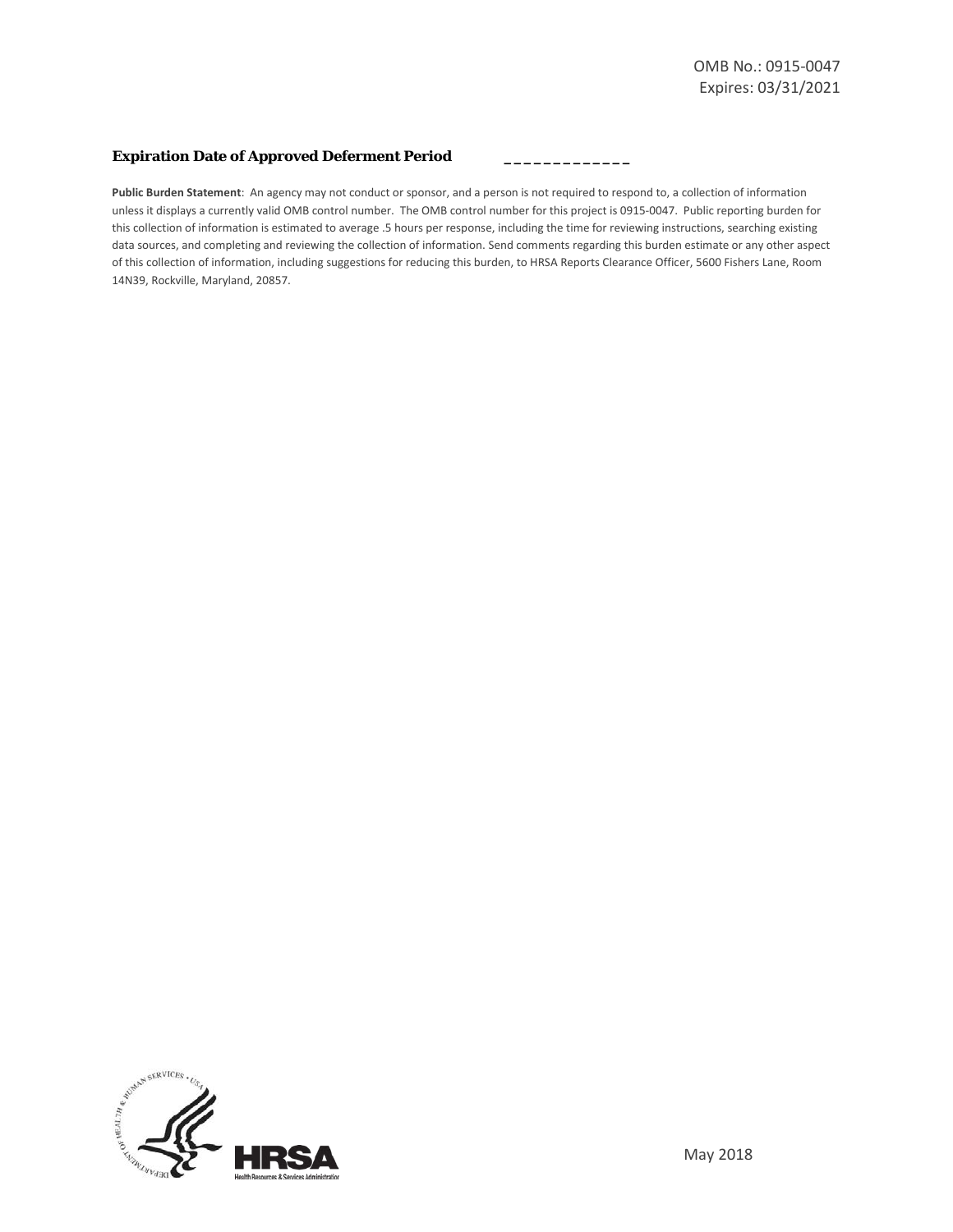OMB No.: 0915-0047
Expires: 03/31/2021

**Expiration Date of Approved Deferment Period** _____________

**Public Burden Statement**: An agency may not conduct or sponsor, and a person is not required to respond to, a collection of information unless it displays a currently valid OMB control number. The OMB control number for this project is 0915-0047. Public reporting burden for this collection of information is estimated to average .5 hours per response, including the time for reviewing instructions, searching existing data sources, and completing and reviewing the collection of information. Send comments regarding this burden estimate or any other aspect of this collection of information, including suggestions for reducing this burden, to HRSA Reports Clearance Officer, 5600 Fishers Lane, Room 14N39, Rockville, Maryland, 20857.

May 2018